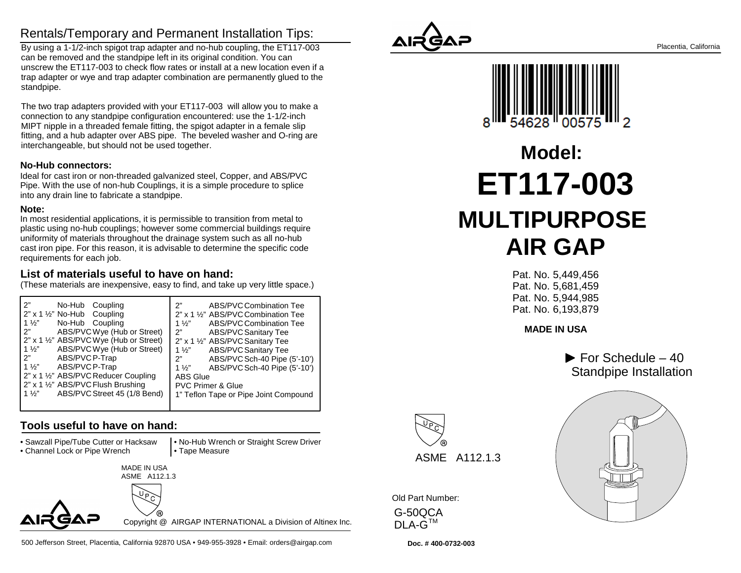# Rentals/Temporary and Permanent Installation Tips:

By using a 1-1/2-inch spigot trap adapter and no-hub coupling, the ET117-003 can be removed and the standpipe left in its original condition. You can unscrew the ET117-003 to check flow rates or install at a new location even if a trap adapter or wye and trap adapter combination are permanently glued to the standpipe.

The two trap adapters provided with your ET117-003 will allow you to make a connection to any standpipe configuration encountered: use the 1-1/2-inch MIPT nipple in a threaded female fitting, the spigot adapter in a female slip fitting, and a hub adapter over ABS pipe. The beveled washer and O-ring are interchangeable, but should not be used together.

**No-Hub connectors:**

Ideal for cast iron or non-threaded galvanized steel, Copper, and ABS/PVC Pipe. With the use of non-hub Couplings, it is a simple procedure to splice into any drain line to fabricate a standpipe.

**Note:**

In most residential applications, it is permissible to transition from metal to plastic using no-hub couplings; however some commercial buildings require uniformity of materials throughout the drainage system such as all no-hub cast iron pipe. For this reason, it is advisable to determine the specific code requirements for each job.

## List of materials useful to have on hand:

(These materials are inexpensive, easy to find, and take up very little space.)

| | | |
|---|---|---|
| 2" | No-Hub | Coupling |
| 2" x 1 ½" | No-Hub | Coupling |
| 1 ½" | No-Hub | Coupling |
| 2" | ABS/PVC | Wye (Hub or Street) |
| 2" x 1 ½" | ABS/PVC | Wye (Hub or Street) |
| 1 ½" | ABS/PVC | Wye (Hub or Street) |
| 2" | ABS/PVC | P-Trap |
| 1 ½" | ABS/PVC | P-Trap |
| 2" x 1 ½" | ABS/PVC | Reducer Coupling |
| 2" x 1 ½" | ABS/PVC | Flush Brushing |
| 1 ½" | ABS/PVC | Street 45 (1/8 Bend) |
| 2" | ABS/PVC | Combination Tee |
| 2" x 1 ½" | ABS/PVC | Combination Tee |
| 1 ½" | ABS/PVC | Combination Tee |
| 2" | ABS/PVC | Sanitary Tee |
| 2" x 1 ½" | ABS/PVC | Sanitary Tee |
| 1 ½" | ABS/PVC | Sanitary Tee |
| 2" | ABS/PVC | Sch-40 Pipe (5'-10') |
| 1 ½" | ABS/PVC | Sch-40 Pipe (5'-10') |
| ABS Glue | | |
| PVC Primer & Glue | | |
| 1" Teflon Tape or Pipe Joint Compound | | |

## Tools useful to have on hand:

- Sawzall Pipe/Tube Cutter or Hacksaw
- Channel Lock or Pipe Wrench
- No-Hub Wrench or Straight Screw Driver
- Tape Measure

MADE IN USA
ASME A112.1.3

Copyright @ AIRGAP INTERNATIONAL a Division of Altinex Inc.

500 Jefferson Street, Placentia, California 92870 USA • 949-955-3928 • Email: orders@airgap.com

AIRGAP

Placentia, California

8 54628 00575 2

# Model:

# ET117-003

# MULTIPURPOSE AIR GAP

Pat. No. 5,449,456
Pat. No. 5,681,459
Pat. No. 5,944,985
Pat. No. 6,193,879

**MADE IN USA**

► For Schedule – 40 Standpipe Installation

UPC®

ASME A112.1.3

Old Part Number:

G-50QCA
DLA-G™

**Doc. # 400-0732-003**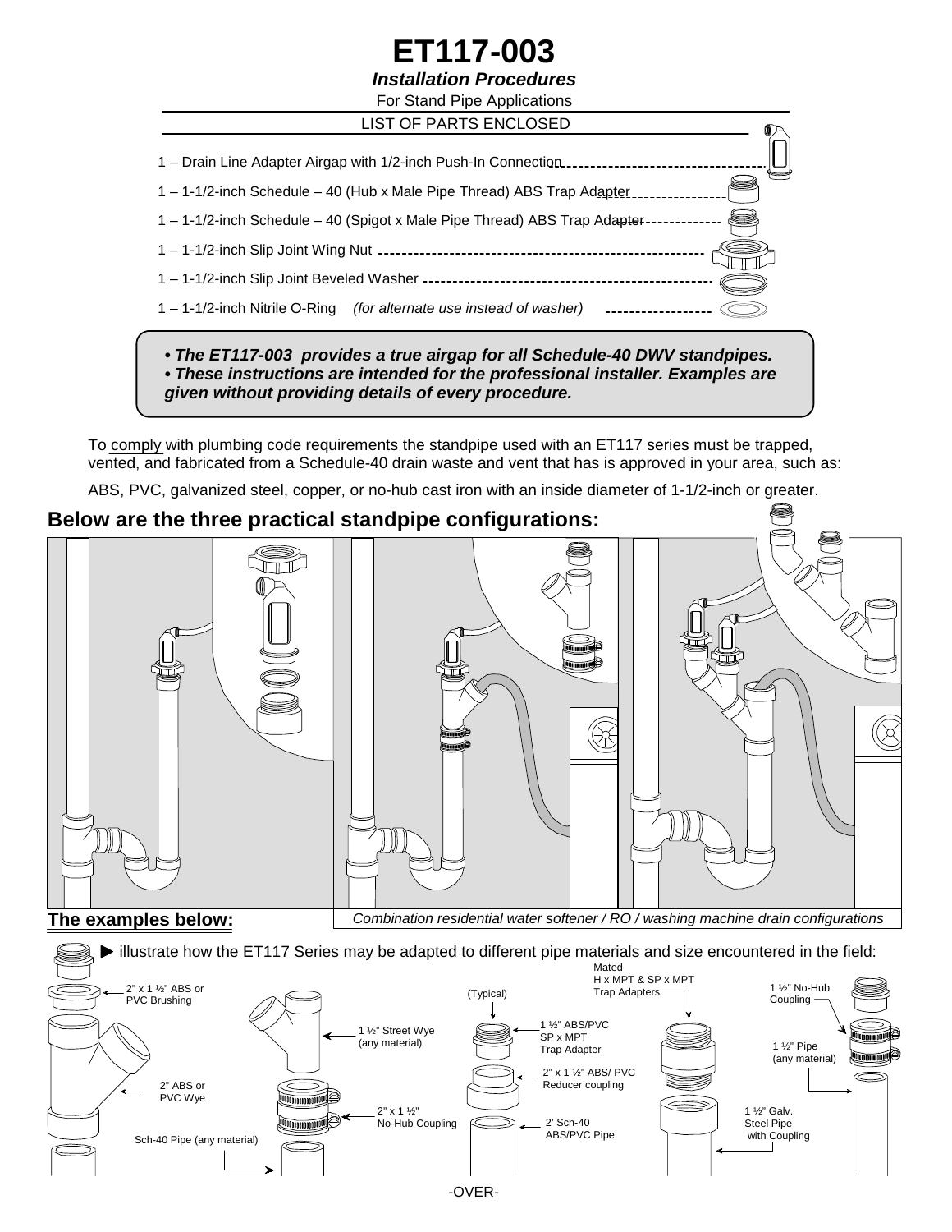# ET117-003

***Installation Procedures***

For Stand Pipe Applications

LIST OF PARTS ENCLOSED

- 1 – Drain Line Adapter Airgap with 1/2-inch Push-In Connection
- 1 – 1-1/2-inch Schedule – 40 (Hub x Male Pipe Thread) ABS Trap Adapter
- 1 – 1-1/2-inch Schedule – 40 (Spigot x Male Pipe Thread) ABS Trap Adapter
- 1 – 1-1/2-inch Slip Joint Wing Nut
- 1 – 1-1/2-inch Slip Joint Beveled Washer
- 1 – 1-1/2-inch Nitrile O-Ring *(for alternate use instead of washer)*

***• The ET117-003 provides a true airgap for all Schedule-40 DWV standpipes.***
***• These instructions are intended for the professional installer. Examples are given without providing details of every procedure.***

To comply with plumbing code requirements the standpipe used with an ET117 series must be trapped, vented, and fabricated from a Schedule-40 drain waste and vent that has is approved in your area, such as:

ABS, PVC, galvanized steel, copper, or no-hub cast iron with an inside diameter of 1-1/2-inch or greater.

## Below are the three practical standpipe configurations:

**The examples below:**

*Combination residential water softener / RO / washing machine drain configurations*

► illustrate how the ET117 Series may be adapted to different pipe materials and size encountered in the field:

2" x 1 ½" ABS or PVC Brushing

2" ABS or PVC Wye

Sch-40 Pipe (any material)

1 ½" Street Wye (any material)

2" x 1 ½" No-Hub Coupling

(Typical)

1 ½" ABS/PVC SP x MPT Trap Adapter

2" x 1 ½" ABS/ PVC Reducer coupling

2' Sch-40 ABS/PVC Pipe

Mated H x MPT & SP x MPT Trap Adapters

1 ½" Galv. Steel Pipe with Coupling

1 ½" No-Hub Coupling

1 ½" Pipe (any material)

-OVER-